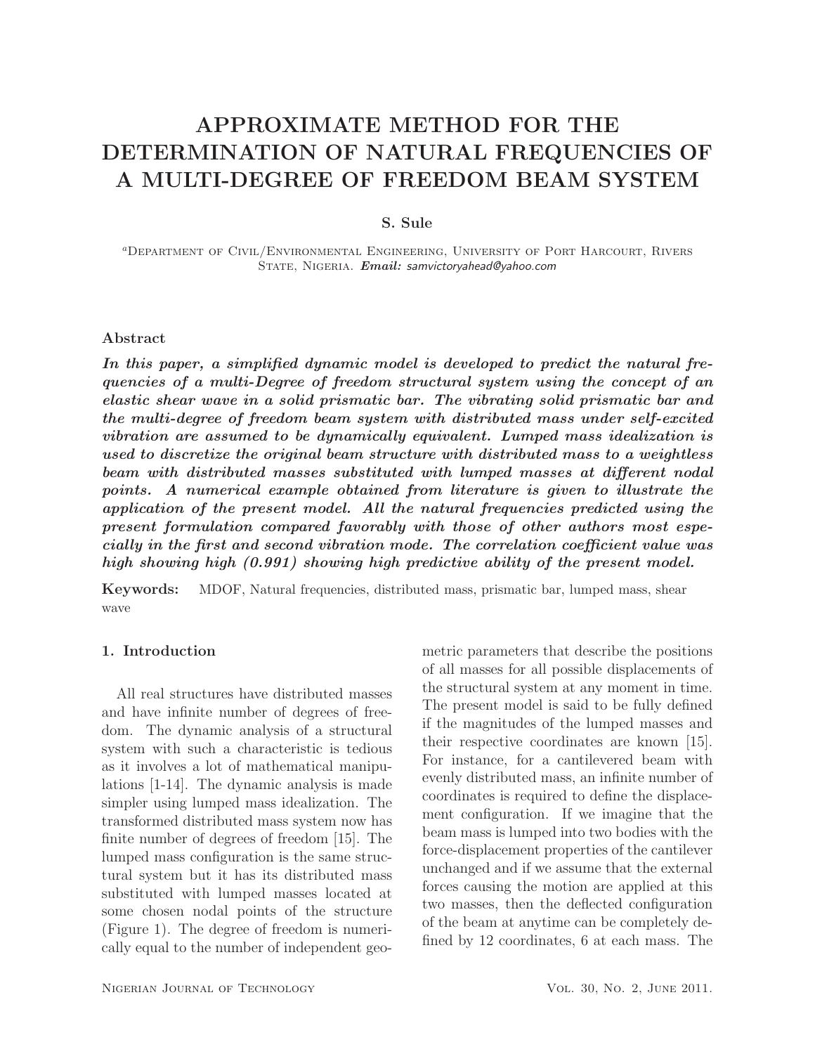# APPROXIMATE METHOD FOR THE DETERMINATION OF NATURAL FREQUENCIES OF A MULTI-DEGREE OF FREEDOM BEAM SYSTEM

**S. Sule**

[a]Department of Civil/Environmental Engineering, University of Port Harcourt, Rivers State, Nigeria. ***Email:*** *samvictoryahead@yahoo.com*

### Abstract

***In this paper, a simplified dynamic model is developed to predict the natural frequencies of a multi-Degree of freedom structural system using the concept of an elastic shear wave in a solid prismatic bar. The vibrating solid prismatic bar and the multi-degree of freedom beam system with distributed mass under self-excited vibration are assumed to be dynamically equivalent. Lumped mass idealization is used to discretize the original beam structure with distributed mass to a weightless beam with distributed masses substituted with lumped masses at different nodal points. A numerical example obtained from literature is given to illustrate the application of the present model. All the natural frequencies predicted using the present formulation compared favorably with those of other authors most especially in the first and second vibration mode. The correlation coefficient value was high showing high (0.991) showing high predictive ability of the present model.***

**Keywords:** MDOF, Natural frequencies, distributed mass, prismatic bar, lumped mass, shear wave

## 1. Introduction

All real structures have distributed masses and have infinite number of degrees of freedom. The dynamic analysis of a structural system with such a characteristic is tedious as it involves a lot of mathematical manipulations [1-14]. The dynamic analysis is made simpler using lumped mass idealization. The transformed distributed mass system now has finite number of degrees of freedom [15]. The lumped mass configuration is the same structural system but it has its distributed mass substituted with lumped masses located at some chosen nodal points of the structure (Figure 1). The degree of freedom is numerically equal to the number of independent geometric parameters that describe the positions of all masses for all possible displacements of the structural system at any moment in time. The present model is said to be fully defined if the magnitudes of the lumped masses and their respective coordinates are known [15]. For instance, for a cantilevered beam with evenly distributed mass, an infinite number of coordinates is required to define the displacement configuration. If we imagine that the beam mass is lumped into two bodies with the force-displacement properties of the cantilever unchanged and if we assume that the external forces causing the motion are applied at this two masses, then the deflected configuration of the beam at anytime can be completely defined by 12 coordinates, 6 at each mass. The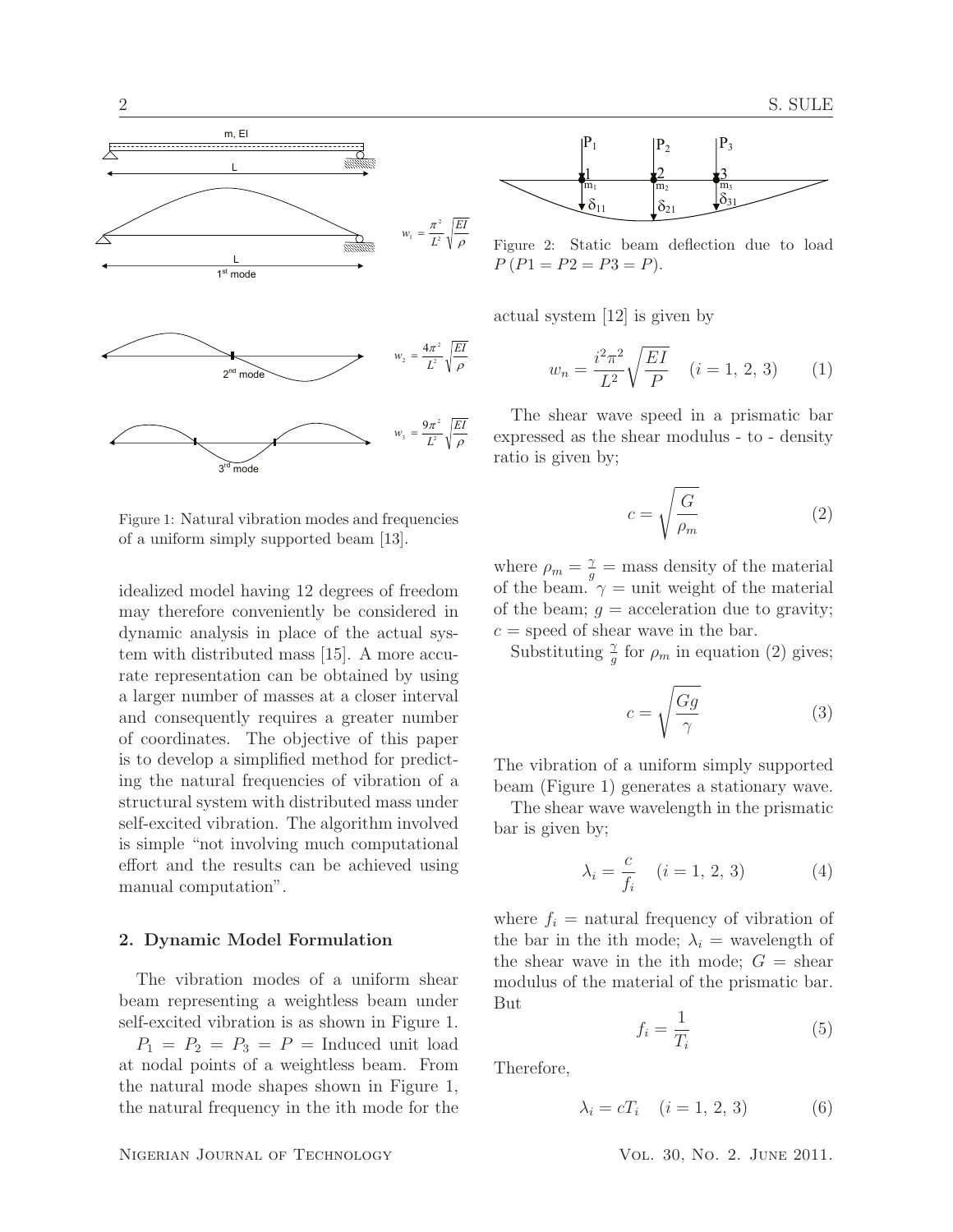Figure 1: Natural vibration modes and frequencies of a uniform simply supported beam [13].

idealized model having 12 degrees of freedom may therefore conveniently be considered in dynamic analysis in place of the actual system with distributed mass [15]. A more accurate representation can be obtained by using a larger number of masses at a closer interval and consequently requires a greater number of coordinates. The objective of this paper is to develop a simplified method for predicting the natural frequencies of vibration of a structural system with distributed mass under self-excited vibration. The algorithm involved is simple "not involving much computational effort and the results can be achieved using manual computation".

## 2. Dynamic Model Formulation

The vibration modes of a uniform shear beam representing a weightless beam under self-excited vibration is as shown in Figure 1.

$P_1 = P_2 = P_3 = P =$ Induced unit load at nodal points of a weightless beam. From the natural mode shapes shown in Figure 1, the natural frequency in the ith mode for the

Figure 2: Static beam deflection due to load $P\,(P1 = P2 = P3 = P)$.

actual system [12] is given by

$$w_n = \frac{i^2\pi^2}{L^2}\sqrt{\frac{EI}{P}} \quad (i = 1,\ 2,\ 3) \tag{1}$$

The shear wave speed in a prismatic bar expressed as the shear modulus - to - density ratio is given by;

$$c = \sqrt{\frac{G}{\rho_m}} \tag{2}$$

where $\rho_m = \frac{\gamma}{g} =$ mass density of the material of the beam. $\gamma =$ unit weight of the material of the beam; $g =$ acceleration due to gravity; $c =$ speed of shear wave in the bar.

Substituting $\frac{\gamma}{g}$ for $\rho_m$ in equation (2) gives;

$$c = \sqrt{\frac{Gg}{\gamma}} \tag{3}$$

The vibration of a uniform simply supported beam (Figure 1) generates a stationary wave.

The shear wave wavelength in the prismatic bar is given by;

$$\lambda_i = \frac{c}{f_i} \quad (i = 1,\ 2,\ 3) \tag{4}$$

where $f_i =$ natural frequency of vibration of the bar in the ith mode; $\lambda_i =$ wavelength of the shear wave in the ith mode; $G =$ shear modulus of the material of the prismatic bar. But

$$f_i = \frac{1}{T_i} \tag{5}$$

Therefore,

$$\lambda_i = cT_i \quad (i = 1,\ 2,\ 3) \tag{6}$$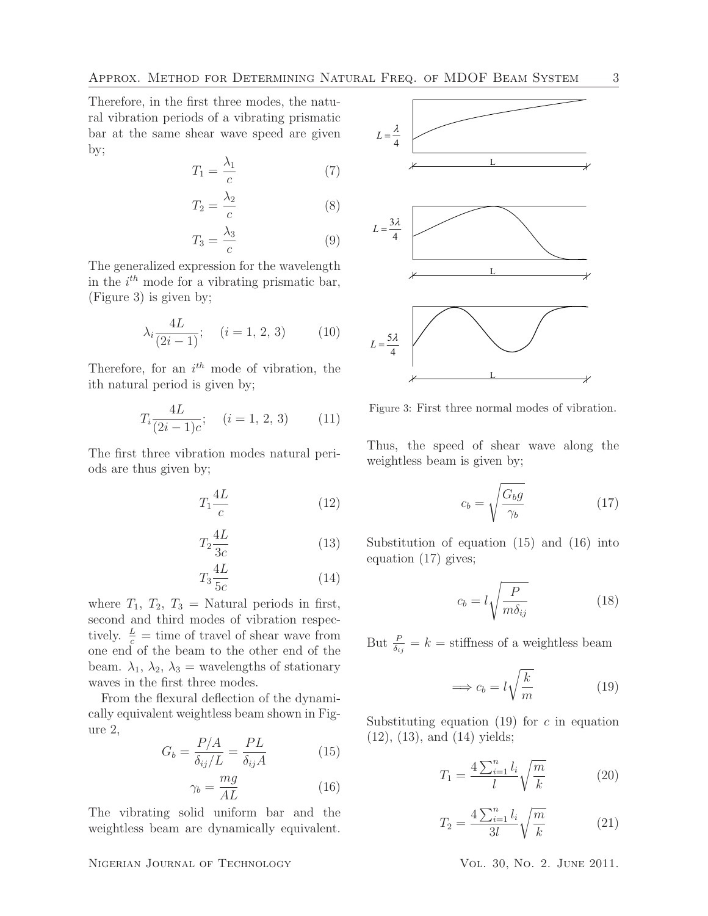Therefore, in the first three modes, the natural vibration periods of a vibrating prismatic bar at the same shear wave speed are given by;

$$T_1 = \frac{\lambda_1}{c} \tag{7}$$

$$T_2 = \frac{\lambda_2}{c} \tag{8}$$

$$T_3 = \frac{\lambda_3}{c} \tag{9}$$

The generalized expression for the wavelength in the $i^{th}$ mode for a vibrating prismatic bar, (Figure 3) is given by;

$$\lambda_i \frac{4L}{(2i-1)}; \quad (i = 1,\, 2,\, 3) \tag{10}$$

Therefore, for an $i^{th}$ mode of vibration, the ith natural period is given by;

$$T_i \frac{4L}{(2i-1)c}; \quad (i = 1,\, 2,\, 3) \tag{11}$$

The first three vibration modes natural periods are thus given by;

$$T_1 \frac{4L}{c} \tag{12}$$

$$T_2 \frac{4L}{3c} \tag{13}$$

$$T_3 \frac{4L}{5c} \tag{14}$$

where $T_1$, $T_2$, $T_3$ = Natural periods in first, second and third modes of vibration respectively. $\frac{L}{c}$ = time of travel of shear wave from one end of the beam to the other end of the beam. $\lambda_1$, $\lambda_2$, $\lambda_3$ = wavelengths of stationary waves in the first three modes.

From the flexural deflection of the dynamically equivalent weightless beam shown in Figure 2,

$$G_b = \frac{P/A}{\delta_{ij}/L} = \frac{PL}{\delta_{ij} A} \tag{15}$$

$$\gamma_b = \frac{mg}{AL} \tag{16}$$

The vibrating solid uniform bar and the weightless beam are dynamically equivalent.

$L = \frac{\lambda}{4}$

$L = \frac{3\lambda}{4}$

$L = \frac{5\lambda}{4}$

Figure 3: First three normal modes of vibration.

Thus, the speed of shear wave along the weightless beam is given by;

$$c_b = \sqrt{\frac{G_b g}{\gamma_b}} \tag{17}$$

Substitution of equation (15) and (16) into equation (17) gives;

$$c_b = l\sqrt{\frac{P}{m\delta_{ij}}} \tag{18}$$

But $\frac{P}{\delta_{ij}} = k$ = stiffness of a weightless beam

$$\Longrightarrow c_b = l\sqrt{\frac{k}{m}} \tag{19}$$

Substituting equation (19) for $c$ in equation (12), (13), and (14) yields;

$$T_1 = \frac{4\sum_{i=1}^{n} l_i}{l}\sqrt{\frac{m}{k}} \tag{20}$$

$$T_2 = \frac{4\sum_{i=1}^{n} l_i}{3l}\sqrt{\frac{m}{k}} \tag{21}$$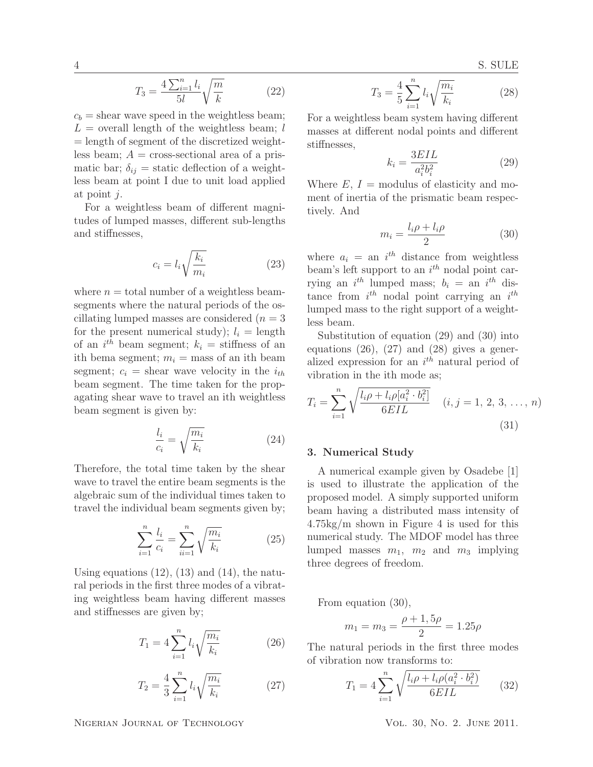$$T_3 = \frac{4\sum_{i=1}^{n} l_i}{5l}\sqrt{\frac{m}{k}} \tag{22}$$

$c_b$ = shear wave speed in the weightless beam; $L$ = overall length of the weightless beam; $l$ = length of segment of the discretized weightless beam; $A$ = cross-sectional area of a prismatic bar; $\delta_{ij}$ = static deflection of a weightless beam at point I due to unit load applied at point $j$.

For a weightless beam of different magnitudes of lumped masses, different sub-lengths and stiffnesses,

$$c_i = l_i\sqrt{\frac{k_i}{m_i}} \tag{23}$$

where $n$ = total number of a weightless beam-segments where the natural periods of the oscillating lumped masses are considered ($n = 3$ for the present numerical study); $l_i$ = length of an $i^{th}$ beam segment; $k_i$ = stiffness of an ith bema segment; $m_i$ = mass of an ith beam segment; $c_i$ = shear wave velocity in the $i_{th}$ beam segment. The time taken for the propagating shear wave to travel an ith weightless beam segment is given by:

$$\frac{l_i}{c_i} = \sqrt{\frac{m_i}{k_i}} \tag{24}$$

Therefore, the total time taken by the shear wave to travel the entire beam segments is the algebraic sum of the individual times taken to travel the individual beam segments given by;

$$\sum_{i=1}^{n}\frac{l_i}{c_i} = \sum_{ii=1}^{n}\sqrt{\frac{m_i}{k_i}} \tag{25}$$

Using equations (12), (13) and (14), the natural periods in the first three modes of a vibrating weightless beam having different masses and stiffnesses are given by;

$$T_1 = 4\sum_{i=1}^{n} l_i\sqrt{\frac{m_i}{k_i}} \tag{26}$$

$$T_2 = \frac{4}{3}\sum_{i=1}^{n} l_i\sqrt{\frac{m_i}{k_i}} \tag{27}$$

$$T_3 = \frac{4}{5}\sum_{i=1}^{n} l_i\sqrt{\frac{m_i}{k_i}} \tag{28}$$

For a weightless beam system having different masses at different nodal points and different stiffnesses,

$$k_i = \frac{3EIL}{a_i^2 b_i^2} \tag{29}$$

Where $E$, $I$ = modulus of elasticity and moment of inertia of the prismatic beam respectively. And

$$m_i = \frac{l_i\rho + l_i\rho}{2} \tag{30}$$

where $a_i$ = an $i^{th}$ distance from weightless beam's left support to an $i^{th}$ nodal point carrying an $i^{th}$ lumped mass; $b_i$ = an $i^{th}$ distance from $i^{th}$ nodal point carrying an $i^{th}$ lumped mass to the right support of a weightless beam.

Substitution of equation (29) and (30) into equations (26), (27) and (28) gives a generalized expression for an $i^{th}$ natural period of vibration in the ith mode as;

$$T_i = \sum_{i=1}^{n}\sqrt{\frac{l_i\rho + l_i\rho[a_i^2 \cdot b_i^2]}{6EIL}} \quad (i, j = 1,\ 2,\ 3,\ \ldots,\ n) \tag{31}$$

## 3. Numerical Study

A numerical example given by Osadebe [1] is used to illustrate the application of the proposed model. A simply supported uniform beam having a distributed mass intensity of 4.75kg/m shown in Figure 4 is used for this numerical study. The MDOF model has three lumped masses $m_1$, $m_2$ and $m_3$ implying three degrees of freedom.

From equation (30),

$$m_1 = m_3 = \frac{\rho + 1{,}5\rho}{2} = 1.25\rho$$

The natural periods in the first three modes of vibration now transforms to:

$$T_1 = 4\sum_{i=1}^{n}\sqrt{\frac{l_i\rho + l_i\rho(a_i^2 \cdot b_i^2)}{6EIL}} \tag{32}$$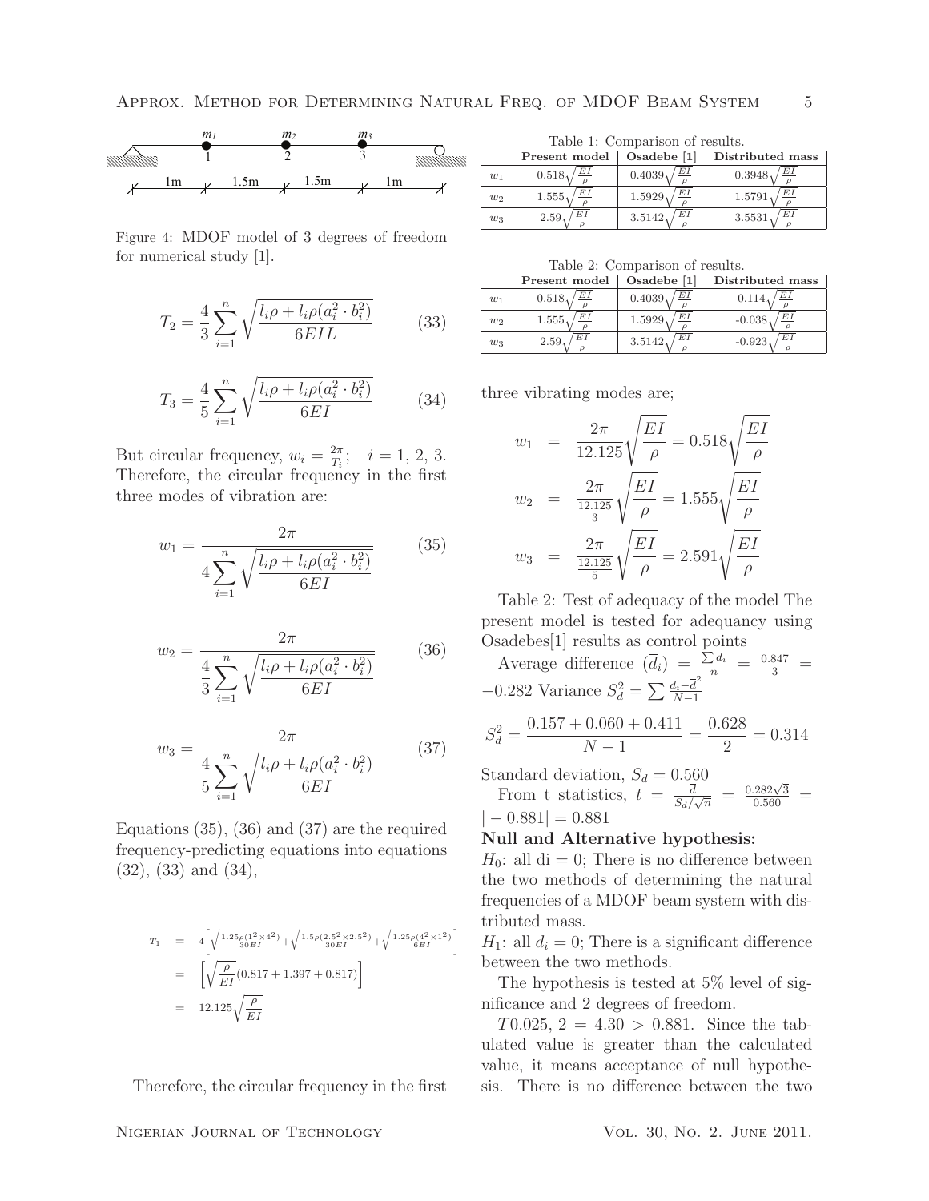Figure 4: MDOF model of 3 degrees of freedom for numerical study [1].

$$T_2 = \frac{4}{3}\sum_{i=1}^{n}\sqrt{\frac{l_i\rho + l_i\rho(a_i^2 \cdot b_i^2)}{6EIL}} \quad (33)$$

$$T_3 = \frac{4}{5}\sum_{i=1}^{n}\sqrt{\frac{l_i\rho + l_i\rho(a_i^2 \cdot b_i^2)}{6EI}} \quad (34)$$

But circular frequency, $w_i = \frac{2\pi}{T_i}$; $\quad i = 1,\, 2,\, 3.$ Therefore, the circular frequency in the first three modes of vibration are:

$$w_1 = \frac{2\pi}{4\displaystyle\sum_{i=1}^{n}\sqrt{\frac{l_i\rho + l_i\rho(a_i^2 \cdot b_i^2)}{6EI}}} \quad (35)$$

$$w_2 = \frac{2\pi}{\displaystyle\frac{4}{3}\sum_{i=1}^{n}\sqrt{\frac{l_i\rho + l_i\rho(a_i^2 \cdot b_i^2)}{6EI}}} \quad (36)$$

$$w_3 = \frac{2\pi}{\displaystyle\frac{4}{5}\sum_{i=1}^{n}\sqrt{\frac{l_i\rho + l_i\rho(a_i^2 \cdot b_i^2)}{6EI}}} \quad (37)$$

Equations (35), (36) and (37) are the required frequency-predicting equations into equations (32), (33) and (34),

$$\begin{aligned} T_1 &= 4\left[\sqrt{\frac{1.25\rho(1^2\times 4^2)}{30EI}} + \sqrt{\frac{1.5\rho(2.5^2\times 2.5^2)}{30EI}} + \sqrt{\frac{1.25\rho(4^2\times 1^2)}{6EI}}\right] \\ &= \left[\sqrt{\frac{\rho}{EI}}(0.817 + 1.397 + 0.817)\right] \\ &= 12.125\sqrt{\frac{\rho}{EI}} \end{aligned}$$

Therefore, the circular frequency in the first three vibrating modes are;

$$\begin{aligned} w_1 &= \frac{2\pi}{12.125}\sqrt{\frac{EI}{\rho}} = 0.518\sqrt{\frac{EI}{\rho}} \\ w_2 &= \frac{2\pi}{\frac{12.125}{3}}\sqrt{\frac{EI}{\rho}} = 1.555\sqrt{\frac{EI}{\rho}} \\ w_3 &= \frac{2\pi}{\frac{12.125}{5}}\sqrt{\frac{EI}{\rho}} = 2.591\sqrt{\frac{EI}{\rho}} \end{aligned}$$

Table 1: Comparison of results.

| | Present model | Osadebe [1] | Distributed mass |
|---|---|---|---|
| $w_1$ | $0.518\sqrt{\frac{EI}{\rho}}$ | $0.4039\sqrt{\frac{EI}{\rho}}$ | $0.3948\sqrt{\frac{EI}{\rho}}$ |
| $w_2$ | $1.555\sqrt{\frac{EI}{\rho}}$ | $1.5929\sqrt{\frac{EI}{\rho}}$ | $1.5791\sqrt{\frac{EI}{\rho}}$ |
| $w_3$ | $2.59\sqrt{\frac{EI}{\rho}}$ | $3.5142\sqrt{\frac{EI}{\rho}}$ | $3.5531\sqrt{\frac{EI}{\rho}}$ |

Table 2: Comparison of results.

| | Present model | Osadebe [1] | Distributed mass |
|---|---|---|---|
| $w_1$ | $0.518\sqrt{\frac{EI}{\rho}}$ | $0.4039\sqrt{\frac{EI}{\rho}}$ | $0.114\sqrt{\frac{EI}{\rho}}$ |
| $w_2$ | $1.555\sqrt{\frac{EI}{\rho}}$ | $1.5929\sqrt{\frac{EI}{\rho}}$ | $-0.038\sqrt{\frac{EI}{\rho}}$ |
| $w_3$ | $2.59\sqrt{\frac{EI}{\rho}}$ | $3.5142\sqrt{\frac{EI}{\rho}}$ | $-0.923\sqrt{\frac{EI}{\rho}}$ |

Table 2: Test of adequacy of the model The present model is tested for adequancy using Osadebes[1] results as control points

Average difference $(\overline{d}_i) = \frac{\sum d_i}{n} = \frac{0.847}{3} = -0.282$ Variance $S_d^2 = \sum \frac{d_i - \overline{d}^2}{N-1}$

$$S_d^2 = \frac{0.157 + 0.060 + 0.411}{N-1} = \frac{0.628}{2} = 0.314$$

Standard deviation, $S_d = 0.560$

From t statistics, $t = \frac{\overline{d}}{S_d/\sqrt{n}} = \frac{0.282\sqrt{3}}{0.560} = |-0.881| = 0.881$

**Null and Alternative hypothesis:**

$H_0$: all di $= 0$; There is no difference between the two methods of determining the natural frequencies of a MDOF beam system with distributed mass.

$H_1$: all $d_i = 0$; There is a significant difference between the two methods.

The hypothesis is tested at 5% level of significance and 2 degrees of freedom.

$T0.025,\, 2 = 4.30 > 0.881$. Since the tabulated value is greater than the calculated value, it means acceptance of null hypothesis. There is no difference between the two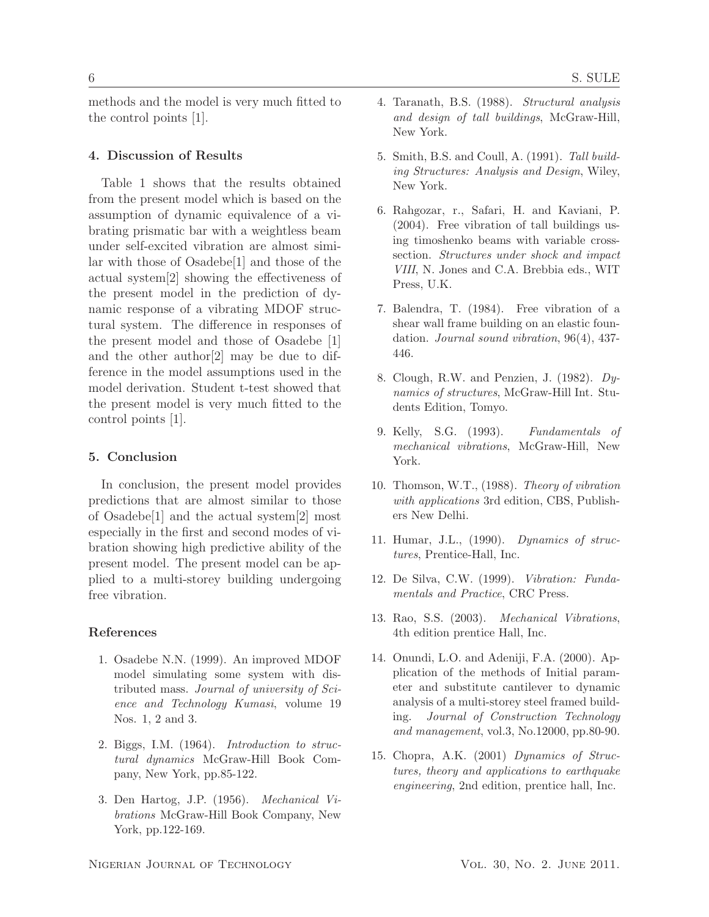methods and the model is very much fitted to the control points [1].

## 4. Discussion of Results

Table 1 shows that the results obtained from the present model which is based on the assumption of dynamic equivalence of a vibrating prismatic bar with a weightless beam under self-excited vibration are almost similar with those of Osadebe[1] and those of the actual system[2] showing the effectiveness of the present model in the prediction of dynamic response of a vibrating MDOF structural system. The difference in responses of the present model and those of Osadebe [1] and the other author[2] may be due to difference in the model assumptions used in the model derivation. Student t-test showed that the present model is very much fitted to the control points [1].

## 5. Conclusion

In conclusion, the present model provides predictions that are almost similar to those of Osadebe[1] and the actual system[2] most especially in the first and second modes of vibration showing high predictive ability of the present model. The present model can be applied to a multi-storey building undergoing free vibration.

## References

1. Osadebe N.N. (1999). An improved MDOF model simulating some system with distributed mass. *Journal of university of Science and Technology Kumasi*, volume 19 Nos. 1, 2 and 3.
2. Biggs, I.M. (1964). *Introduction to structural dynamics* McGraw-Hill Book Company, New York, pp.85-122.
3. Den Hartog, J.P. (1956). *Mechanical Vibrations* McGraw-Hill Book Company, New York, pp.122-169.
4. Taranath, B.S. (1988). *Structural analysis and design of tall buildings*, McGraw-Hill, New York.
5. Smith, B.S. and Coull, A. (1991). *Tall building Structures: Analysis and Design*, Wiley, New York.
6. Rahgozar, r., Safari, H. and Kaviani, P. (2004). Free vibration of tall buildings using timoshenko beams with variable cross-section. *Structures under shock and impact VIII*, N. Jones and C.A. Brebbia eds., WIT Press, U.K.
7. Balendra, T. (1984). Free vibration of a shear wall frame building on an elastic foundation. *Journal sound vibration*, 96(4), 437-446.
8. Clough, R.W. and Penzien, J. (1982). *Dynamics of structures*, McGraw-Hill Int. Students Edition, Tomyo.
9. Kelly, S.G. (1993). *Fundamentals of mechanical vibrations*, McGraw-Hill, New York.
10. Thomson, W.T., (1988). *Theory of vibration with applications* 3rd edition, CBS, Publishers New Delhi.
11. Humar, J.L., (1990). *Dynamics of structures*, Prentice-Hall, Inc.
12. De Silva, C.W. (1999). *Vibration: Fundamentals and Practice*, CRC Press.
13. Rao, S.S. (2003). *Mechanical Vibrations*, 4th edition prentice Hall, Inc.
14. Onundi, L.O. and Adeniji, F.A. (2000). Application of the methods of Initial parameter and substitute cantilever to dynamic analysis of a multi-storey steel framed building. *Journal of Construction Technology and management*, vol.3, No.12000, pp.80-90.
15. Chopra, A.K. (2001) *Dynamics of Structures, theory and applications to earthquake engineering*, 2nd edition, prentice hall, Inc.